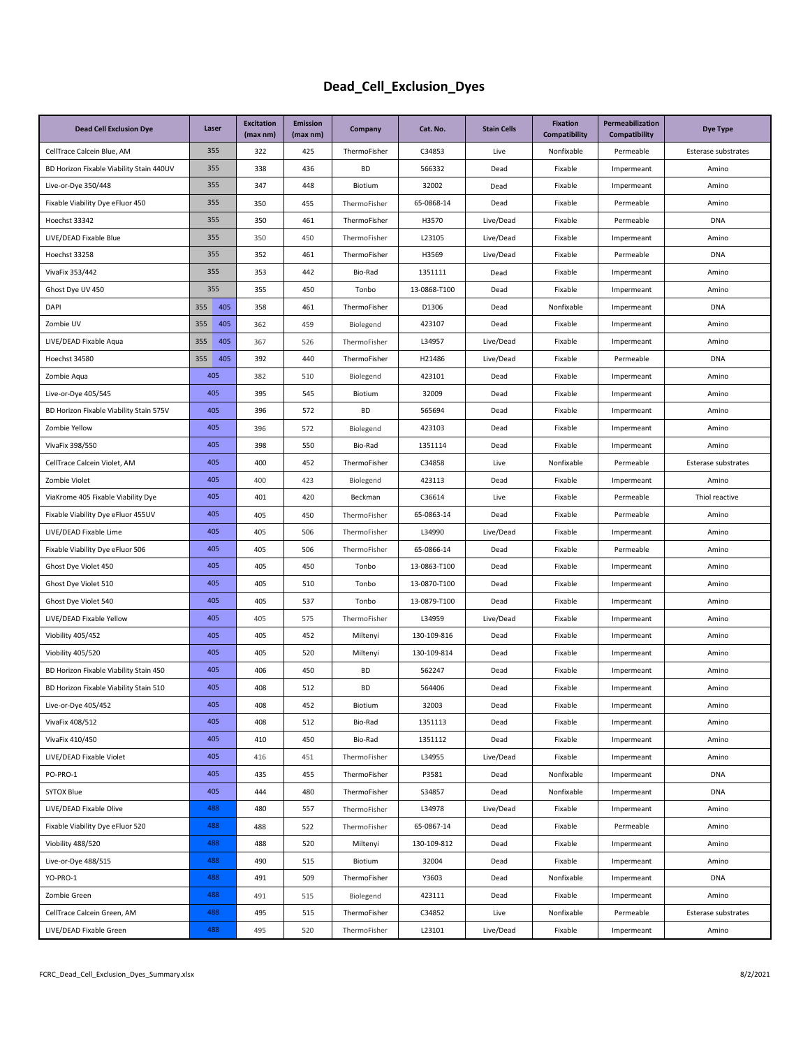# Dead_Cell_Exclusion_Dyes

| Dead Cell Exclusion Dye | Laser | Excitation (max nm) | Emission (max nm) | Company | Cat. No. | Stain Cells | Fixation Compatibility | Permeabilization Compatibility | Dye Type |
|---|---|---|---|---|---|---|---|---|---|
| CellTrace Calcein Blue, AM | 355 | 322 | 425 | ThermoFisher | C34853 | Live | Nonfixable | Permeable | Esterase substrates |
| BD Horizon Fixable Viability Stain 440UV | 355 | 338 | 436 | BD | 566332 | Dead | Fixable | Impermeant | Amino |
| Live-or-Dye 350/448 | 355 | 347 | 448 | Biotium | 32002 | Dead | Fixable | Impermeant | Amino |
| Fixable Viability Dye eFluor 450 | 355 | 350 | 455 | ThermoFisher | 65-0868-14 | Dead | Fixable | Permeable | Amino |
| Hoechst 33342 | 355 | 350 | 461 | ThermoFisher | H3570 | Live/Dead | Fixable | Permeable | DNA |
| LIVE/DEAD Fixable Blue | 355 | 350 | 450 | ThermoFisher | L23105 | Live/Dead | Fixable | Impermeant | Amino |
| Hoechst 33258 | 355 | 352 | 461 | ThermoFisher | H3569 | Live/Dead | Fixable | Permeable | DNA |
| VivaFix 353/442 | 355 | 353 | 442 | Bio-Rad | 1351111 | Dead | Fixable | Impermeant | Amino |
| Ghost Dye UV 450 | 355 | 355 | 450 | Tonbo | 13-0868-T100 | Dead | Fixable | Impermeant | Amino |
| DAPI | 355 405 | 358 | 461 | ThermoFisher | D1306 | Dead | Nonfixable | Impermeant | DNA |
| Zombie UV | 355 405 | 362 | 459 | Biolegend | 423107 | Dead | Fixable | Impermeant | Amino |
| LIVE/DEAD Fixable Aqua | 355 405 | 367 | 526 | ThermoFisher | L34957 | Live/Dead | Fixable | Impermeant | Amino |
| Hoechst 34580 | 355 405 | 392 | 440 | ThermoFisher | H21486 | Live/Dead | Fixable | Permeable | DNA |
| Zombie Aqua | 405 | 382 | 510 | Biolegend | 423101 | Dead | Fixable | Impermeant | Amino |
| Live-or-Dye 405/545 | 405 | 395 | 545 | Biotium | 32009 | Dead | Fixable | Impermeant | Amino |
| BD Horizon Fixable Viability Stain 575V | 405 | 396 | 572 | BD | 565694 | Dead | Fixable | Impermeant | Amino |
| Zombie Yellow | 405 | 396 | 572 | Biolegend | 423103 | Dead | Fixable | Impermeant | Amino |
| VivaFix 398/550 | 405 | 398 | 550 | Bio-Rad | 1351114 | Dead | Fixable | Impermeant | Amino |
| CellTrace Calcein Violet, AM | 405 | 400 | 452 | ThermoFisher | C34858 | Live | Nonfixable | Permeable | Esterase substrates |
| Zombie Violet | 405 | 400 | 423 | Biolegend | 423113 | Dead | Fixable | Impermeant | Amino |
| ViaKrome 405 Fixable Viability Dye | 405 | 401 | 420 | Beckman | C36614 | Live | Fixable | Permeable | Thiol reactive |
| Fixable Viability Dye eFluor 455UV | 405 | 405 | 450 | ThermoFisher | 65-0863-14 | Dead | Fixable | Permeable | Amino |
| LIVE/DEAD Fixable Lime | 405 | 405 | 506 | ThermoFisher | L34990 | Live/Dead | Fixable | Impermeant | Amino |
| Fixable Viability Dye eFluor 506 | 405 | 405 | 506 | ThermoFisher | 65-0866-14 | Dead | Fixable | Permeable | Amino |
| Ghost Dye Violet 450 | 405 | 405 | 450 | Tonbo | 13-0863-T100 | Dead | Fixable | Impermeant | Amino |
| Ghost Dye Violet 510 | 405 | 405 | 510 | Tonbo | 13-0870-T100 | Dead | Fixable | Impermeant | Amino |
| Ghost Dye Violet 540 | 405 | 405 | 537 | Tonbo | 13-0879-T100 | Dead | Fixable | Impermeant | Amino |
| LIVE/DEAD Fixable Yellow | 405 | 405 | 575 | ThermoFisher | L34959 | Live/Dead | Fixable | Impermeant | Amino |
| Viobility 405/452 | 405 | 405 | 452 | Miltenyi | 130-109-816 | Dead | Fixable | Impermeant | Amino |
| Viobility 405/520 | 405 | 405 | 520 | Miltenyi | 130-109-814 | Dead | Fixable | Impermeant | Amino |
| BD Horizon Fixable Viability Stain 450 | 405 | 406 | 450 | BD | 562247 | Dead | Fixable | Impermeant | Amino |
| BD Horizon Fixable Viability Stain 510 | 405 | 408 | 512 | BD | 564406 | Dead | Fixable | Impermeant | Amino |
| Live-or-Dye 405/452 | 405 | 408 | 452 | Biotium | 32003 | Dead | Fixable | Impermeant | Amino |
| VivaFix 408/512 | 405 | 408 | 512 | Bio-Rad | 1351113 | Dead | Fixable | Impermeant | Amino |
| VivaFix 410/450 | 405 | 410 | 450 | Bio-Rad | 1351112 | Dead | Fixable | Impermeant | Amino |
| LIVE/DEAD Fixable Violet | 405 | 416 | 451 | ThermoFisher | L34955 | Live/Dead | Fixable | Impermeant | Amino |
| PO-PRO-1 | 405 | 435 | 455 | ThermoFisher | P3581 | Dead | Nonfixable | Impermeant | DNA |
| SYTOX Blue | 405 | 444 | 480 | ThermoFisher | S34857 | Dead | Nonfixable | Impermeant | DNA |
| LIVE/DEAD Fixable Olive | 488 | 480 | 557 | ThermoFisher | L34978 | Live/Dead | Fixable | Impermeant | Amino |
| Fixable Viability Dye eFluor 520 | 488 | 488 | 522 | ThermoFisher | 65-0867-14 | Dead | Fixable | Permeable | Amino |
| Viobility 488/520 | 488 | 488 | 520 | Miltenyi | 130-109-812 | Dead | Fixable | Impermeant | Amino |
| Live-or-Dye 488/515 | 488 | 490 | 515 | Biotium | 32004 | Dead | Fixable | Impermeant | Amino |
| YO-PRO-1 | 488 | 491 | 509 | ThermoFisher | Y3603 | Dead | Nonfixable | Impermeant | DNA |
| Zombie Green | 488 | 491 | 515 | Biolegend | 423111 | Dead | Fixable | Impermeant | Amino |
| CellTrace Calcein Green, AM | 488 | 495 | 515 | ThermoFisher | C34852 | Live | Nonfixable | Permeable | Esterase substrates |
| LIVE/DEAD Fixable Green | 488 | 495 | 520 | ThermoFisher | L23101 | Live/Dead | Fixable | Impermeant | Amino |

FCRC_Dead_Cell_Exclusion_Dyes_Summary.xlsx 8/2/2021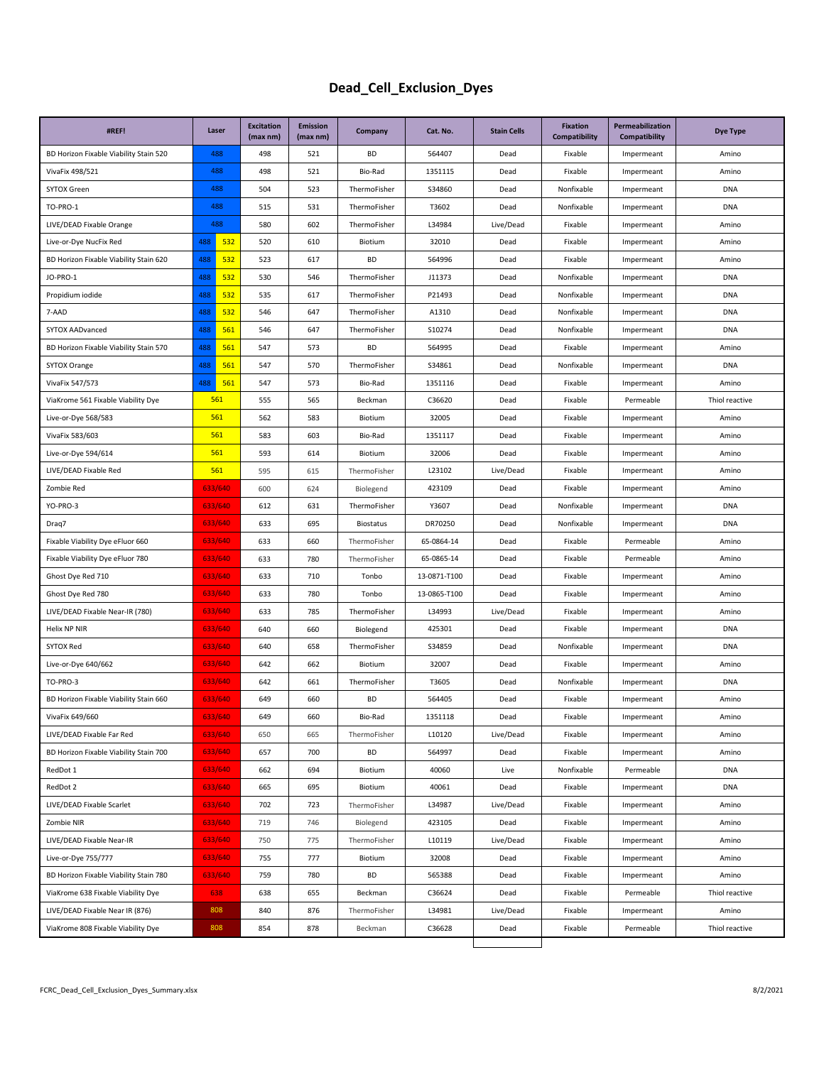# Dead_Cell_Exclusion_Dyes

| #REF! | Laser | | Excitation (max nm) | Emission (max nm) | Company | Cat. No. | Stain Cells | Fixation Compatibility | Permeabilization Compatibility | Dye Type |
|---|---|---|---|---|---|---|---|---|---|---|
| BD Horizon Fixable Viability Stain 520 | 488 | | 498 | 521 | BD | 564407 | Dead | Fixable | Impermeant | Amino |
| VivaFix 498/521 | 488 | | 498 | 521 | Bio-Rad | 1351115 | Dead | Fixable | Impermeant | Amino |
| SYTOX Green | 488 | | 504 | 523 | ThermoFisher | S34860 | Dead | Nonfixable | Impermeant | DNA |
| TO-PRO-1 | 488 | | 515 | 531 | ThermoFisher | T3602 | Dead | Nonfixable | Impermeant | DNA |
| LIVE/DEAD Fixable Orange | 488 | | 580 | 602 | ThermoFisher | L34984 | Live/Dead | Fixable | Impermeant | Amino |
| Live-or-Dye NucFix Red | 488 | 532 | 520 | 610 | Biotium | 32010 | Dead | Fixable | Impermeant | Amino |
| BD Horizon Fixable Viability Stain 620 | 488 | 532 | 523 | 617 | BD | 564996 | Dead | Fixable | Impermeant | Amino |
| JO-PRO-1 | 488 | 532 | 530 | 546 | ThermoFisher | J11373 | Dead | Nonfixable | Impermeant | DNA |
| Propidium iodide | 488 | 532 | 535 | 617 | ThermoFisher | P21493 | Dead | Nonfixable | Impermeant | DNA |
| 7-AAD | 488 | 532 | 546 | 647 | ThermoFisher | A1310 | Dead | Nonfixable | Impermeant | DNA |
| SYTOX AADvanced | 488 | 561 | 546 | 647 | ThermoFisher | S10274 | Dead | Nonfixable | Impermeant | DNA |
| BD Horizon Fixable Viability Stain 570 | 488 | 561 | 547 | 573 | BD | 564995 | Dead | Fixable | Impermeant | Amino |
| SYTOX Orange | 488 | 561 | 547 | 570 | ThermoFisher | S34861 | Dead | Nonfixable | Impermeant | DNA |
| VivaFix 547/573 | 488 | 561 | 547 | 573 | Bio-Rad | 1351116 | Dead | Fixable | Impermeant | Amino |
| ViaKrome 561 Fixable Viability Dye | 561 | | 555 | 565 | Beckman | C36620 | Dead | Fixable | Permeable | Thiol reactive |
| Live-or-Dye 568/583 | 561 | | 562 | 583 | Biotium | 32005 | Dead | Fixable | Impermeant | Amino |
| VivaFix 583/603 | 561 | | 583 | 603 | Bio-Rad | 1351117 | Dead | Fixable | Impermeant | Amino |
| Live-or-Dye 594/614 | 561 | | 593 | 614 | Biotium | 32006 | Dead | Fixable | Impermeant | Amino |
| LIVE/DEAD Fixable Red | 561 | | 595 | 615 | ThermoFisher | L23102 | Live/Dead | Fixable | Impermeant | Amino |
| Zombie Red | 633/640 | | 600 | 624 | Biolegend | 423109 | Dead | Fixable | Impermeant | Amino |
| YO-PRO-3 | 633/640 | | 612 | 631 | ThermoFisher | Y3607 | Dead | Nonfixable | Impermeant | DNA |
| Draq7 | 633/640 | | 633 | 695 | Biostatus | DR70250 | Dead | Nonfixable | Impermeant | DNA |
| Fixable Viability Dye eFluor 660 | 633/640 | | 633 | 660 | ThermoFisher | 65-0864-14 | Dead | Fixable | Permeable | Amino |
| Fixable Viability Dye eFluor 780 | 633/640 | | 633 | 780 | ThermoFisher | 65-0865-14 | Dead | Fixable | Permeable | Amino |
| Ghost Dye Red 710 | 633/640 | | 633 | 710 | Tonbo | 13-0871-T100 | Dead | Fixable | Impermeant | Amino |
| Ghost Dye Red 780 | 633/640 | | 633 | 780 | Tonbo | 13-0865-T100 | Dead | Fixable | Impermeant | Amino |
| LIVE/DEAD Fixable Near-IR (780) | 633/640 | | 633 | 785 | ThermoFisher | L34993 | Live/Dead | Fixable | Impermeant | Amino |
| Helix NP NIR | 633/640 | | 640 | 660 | Biolegend | 425301 | Dead | Fixable | Impermeant | DNA |
| SYTOX Red | 633/640 | | 640 | 658 | ThermoFisher | S34859 | Dead | Nonfixable | Impermeant | DNA |
| Live-or-Dye 640/662 | 633/640 | | 642 | 662 | Biotium | 32007 | Dead | Fixable | Impermeant | Amino |
| TO-PRO-3 | 633/640 | | 642 | 661 | ThermoFisher | T3605 | Dead | Nonfixable | Impermeant | DNA |
| BD Horizon Fixable Viability Stain 660 | 633/640 | | 649 | 660 | BD | 564405 | Dead | Fixable | Impermeant | Amino |
| VivaFix 649/660 | 633/640 | | 649 | 660 | Bio-Rad | 1351118 | Dead | Fixable | Impermeant | Amino |
| LIVE/DEAD Fixable Far Red | 633/640 | | 650 | 665 | ThermoFisher | L10120 | Live/Dead | Fixable | Impermeant | Amino |
| BD Horizon Fixable Viability Stain 700 | 633/640 | | 657 | 700 | BD | 564997 | Dead | Fixable | Impermeant | Amino |
| RedDot 1 | 633/640 | | 662 | 694 | Biotium | 40060 | Live | Nonfixable | Permeable | DNA |
| RedDot 2 | 633/640 | | 665 | 695 | Biotium | 40061 | Dead | Fixable | Impermeant | DNA |
| LIVE/DEAD Fixable Scarlet | 633/640 | | 702 | 723 | ThermoFisher | L34987 | Live/Dead | Fixable | Impermeant | Amino |
| Zombie NIR | 633/640 | | 719 | 746 | Biolegend | 423105 | Dead | Fixable | Impermeant | Amino |
| LIVE/DEAD Fixable Near-IR | 633/640 | | 750 | 775 | ThermoFisher | L10119 | Live/Dead | Fixable | Impermeant | Amino |
| Live-or-Dye 755/777 | 633/640 | | 755 | 777 | Biotium | 32008 | Dead | Fixable | Impermeant | Amino |
| BD Horizon Fixable Viability Stain 780 | 633/640 | | 759 | 780 | BD | 565388 | Dead | Fixable | Impermeant | Amino |
| ViaKrome 638 Fixable Viability Dye | 638 | | 638 | 655 | Beckman | C36624 | Dead | Fixable | Permeable | Thiol reactive |
| LIVE/DEAD Fixable Near IR (876) | 808 | | 840 | 876 | ThermoFisher | L34981 | Live/Dead | Fixable | Impermeant | Amino |
| ViaKrome 808 Fixable Viability Dye | 808 | | 854 | 878 | Beckman | C36628 | Dead | Fixable | Permeable | Thiol reactive |

FCRC_Dead_Cell_Exclusion_Dyes_Summary.xlsx

8/2/2021